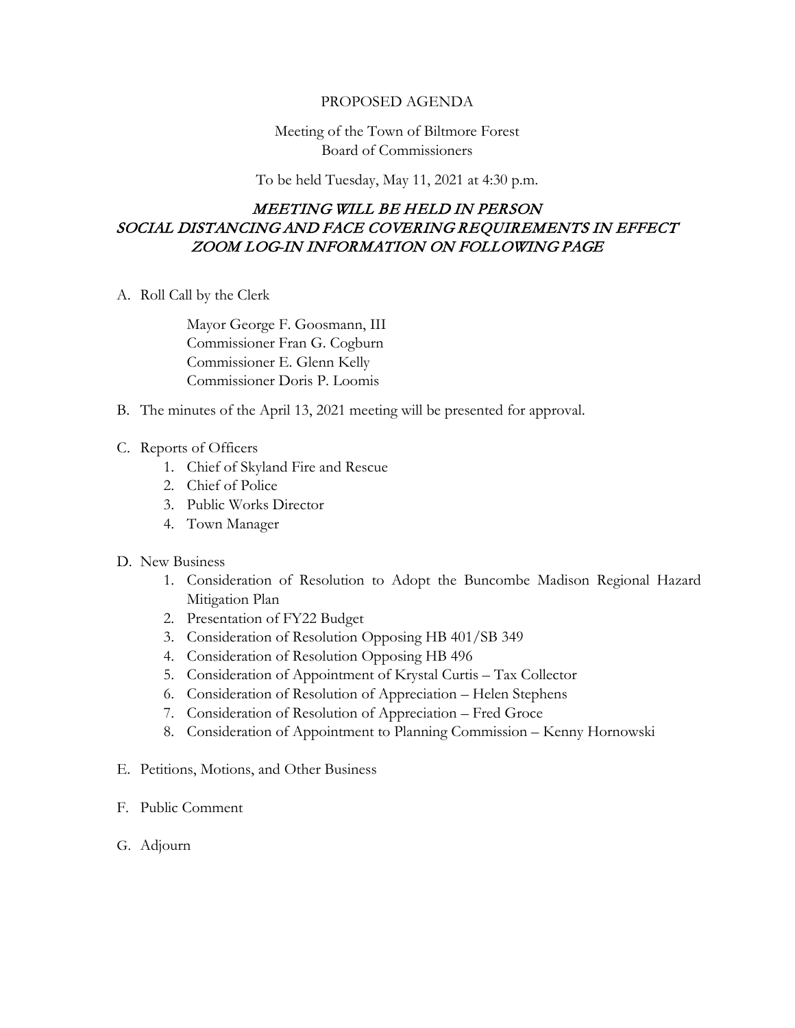# PROPOSED AGENDA

Meeting of the Town of Biltmore Forest
Board of Commissioners

To be held Tuesday, May 11, 2021 at 4:30 p.m.

***MEETING WILL BE HELD IN PERSON***
***SOCIAL DISTANCING AND FACE COVERING REQUIREMENTS IN EFFECT***
***ZOOM LOG-IN INFORMATION ON FOLLOWING PAGE***

A. Roll Call by the Clerk

   Mayor George F. Goosmann, III
   Commissioner Fran G. Cogburn
   Commissioner E. Glenn Kelly
   Commissioner Doris P. Loomis

B. The minutes of the April 13, 2021 meeting will be presented for approval.

C. Reports of Officers
   1. Chief of Skyland Fire and Rescue
   2. Chief of Police
   3. Public Works Director
   4. Town Manager

D. New Business
   1. Consideration of Resolution to Adopt the Buncombe Madison Regional Hazard Mitigation Plan
   2. Presentation of FY22 Budget
   3. Consideration of Resolution Opposing HB 401/SB 349
   4. Consideration of Resolution Opposing HB 496
   5. Consideration of Appointment of Krystal Curtis – Tax Collector
   6. Consideration of Resolution of Appreciation – Helen Stephens
   7. Consideration of Resolution of Appreciation – Fred Groce
   8. Consideration of Appointment to Planning Commission – Kenny Hornowski

E. Petitions, Motions, and Other Business

F. Public Comment

G. Adjourn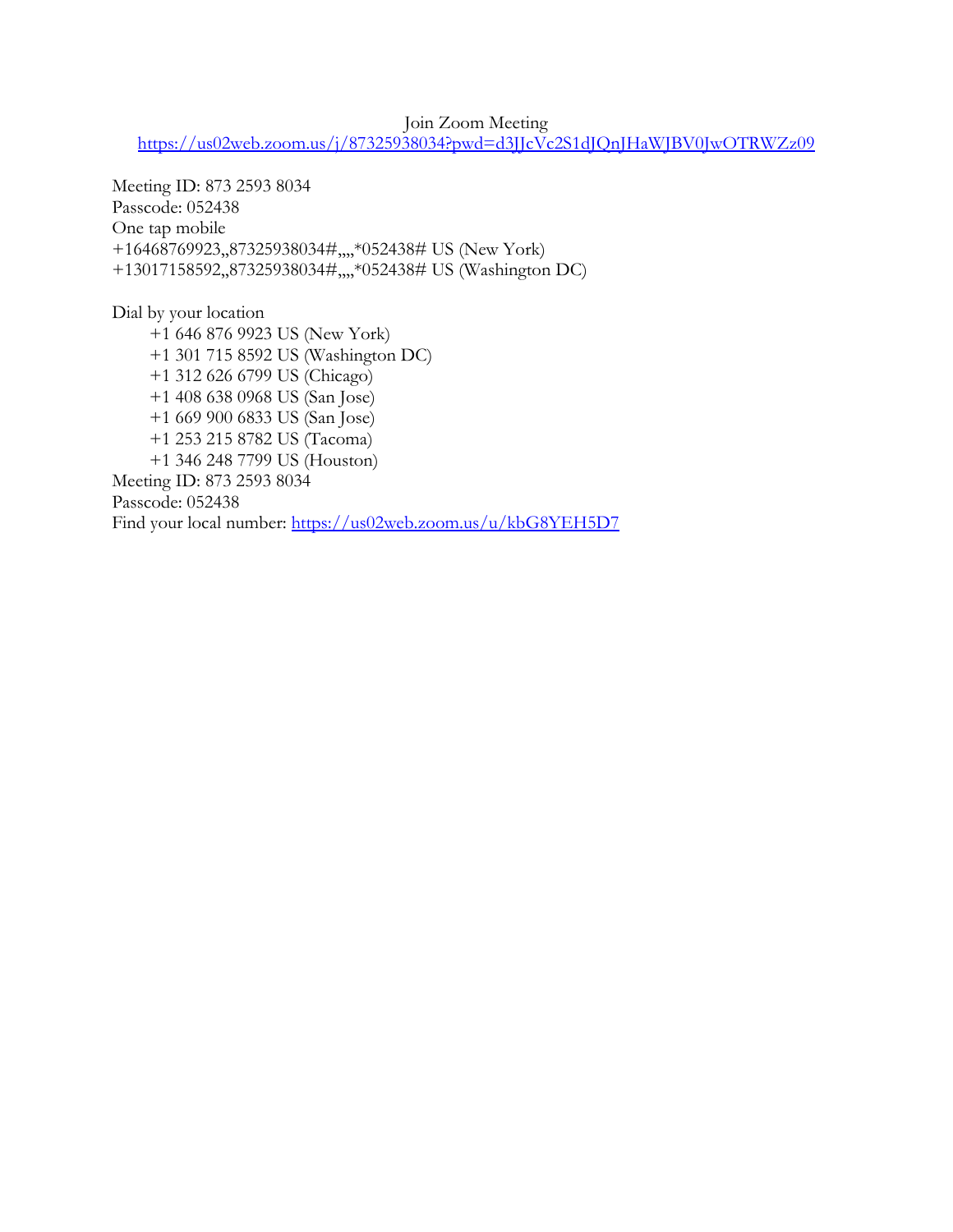Join Zoom Meeting
https://us02web.zoom.us/j/87325938034?pwd=d3JJcVc2S1dJQnJHaWJBV0JwOTRWZz09

Meeting ID: 873 2593 8034
Passcode: 052438
One tap mobile
+16468769923,,87325938034#,,,,*052438# US (New York)
+13017158592,,87325938034#,,,,*052438# US (Washington DC)

Dial by your location
+1 646 876 9923 US (New York)
+1 301 715 8592 US (Washington DC)
+1 312 626 6799 US (Chicago)
+1 408 638 0968 US (San Jose)
+1 669 900 6833 US (San Jose)
+1 253 215 8782 US (Tacoma)
+1 346 248 7799 US (Houston)
Meeting ID: 873 2593 8034
Passcode: 052438
Find your local number: https://us02web.zoom.us/u/kbG8YEH5D7